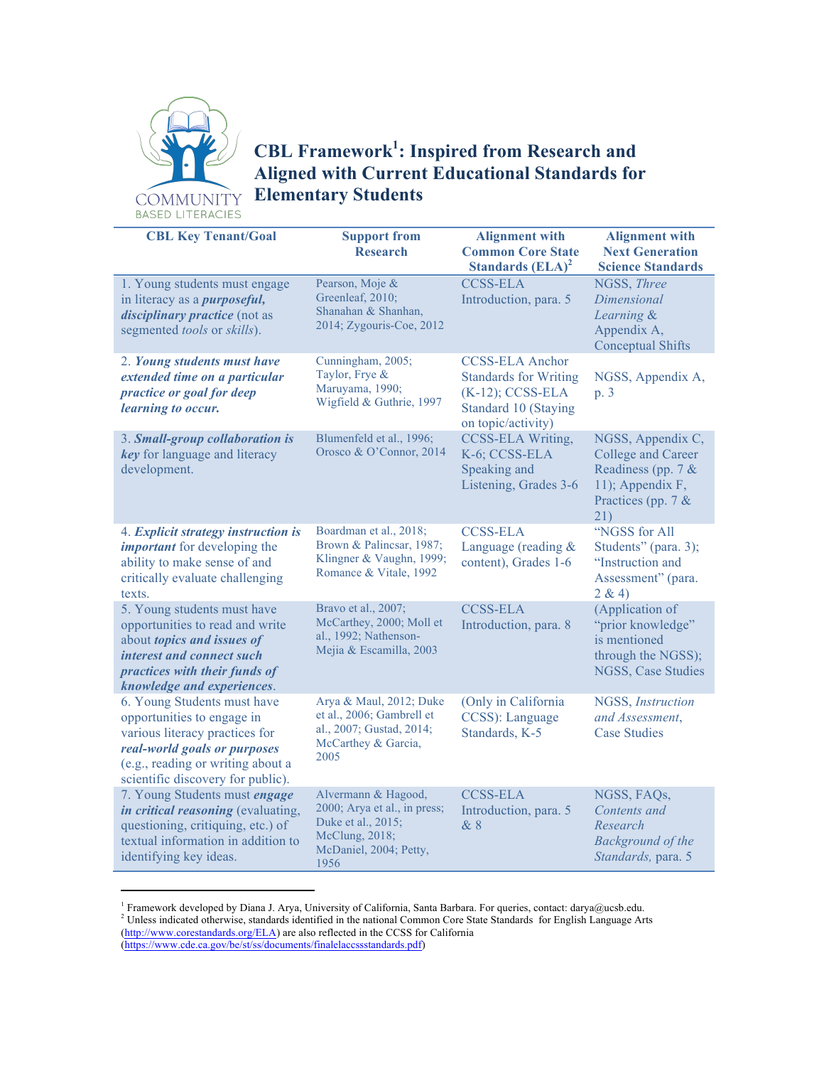# CBL Framework[1]: Inspired from Research and Aligned with Current Educational Standards for Elementary Students

| CBL Key Tenant/Goal | Support from Research | Alignment with Common Core State Standards (ELA)[2] | Alignment with Next Generation Science Standards |
|---|---|---|---|
| 1. Young students must engage in literacy as a ***purposeful, disciplinary practice*** (not as segmented *tools* or *skills*). | Pearson, Moje & Greenleaf, 2010; Shanahan & Shanhan, 2014; Zygouris-Coe, 2012 | CCSS-ELA Introduction, para. 5 | NGSS, *Three Dimensional Learning* & Appendix A, Conceptual Shifts |
| 2. ***Young students must have extended time on a particular practice or goal for deep learning to occur.*** | Cunningham, 2005; Taylor, Frye & Maruyama, 1990; Wigfield & Guthrie, 1997 | CCSS-ELA Anchor Standards for Writing (K-12); CCSS-ELA Standard 10 (Staying on topic/activity) | NGSS, Appendix A, p. 3 |
| 3. ***Small-group collaboration is key*** for language and literacy development. | Blumenfeld et al., 1996; Orosco & O'Connor, 2014 | CCSS-ELA Writing, K-6; CCSS-ELA Speaking and Listening, Grades 3-6 | NGSS, Appendix C, College and Career Readiness (pp. 7 & 11); Appendix F, Practices (pp. 7 & 21) |
| 4. ***Explicit strategy instruction is important*** for developing the ability to make sense of and critically evaluate challenging texts. | Boardman et al., 2018; Brown & Palincsar, 1987; Klingner & Vaughn, 1999; Romance & Vitale, 1992 | CCSS-ELA Language (reading & content), Grades 1-6 | "NGSS for All Students" (para. 3); "Instruction and Assessment" (para. 2 & 4) |
| 5. Young students must have opportunities to read and write about ***topics and issues of interest and connect such practices with their funds of knowledge and experiences***. | Bravo et al., 2007; McCarthey, 2000; Moll et al., 1992; Nathenson-Mejia & Escamilla, 2003 | CCSS-ELA Introduction, para. 8 | (Application of "prior knowledge" is mentioned through the NGSS); NGSS, Case Studies |
| 6. Young Students must have opportunities to engage in various literacy practices for ***real-world goals or purposes*** (e.g., reading or writing about a scientific discovery for public). | Arya & Maul, 2012; Duke et al., 2006; Gambrell et al., 2007; Gustad, 2014; McCarthey & Garcia, 2005 | (Only in California CCSS): Language Standards, K-5 | NGSS, *Instruction and Assessment*, Case Studies |
| 7. Young Students must ***engage in critical reasoning*** (evaluating, questioning, critiquing, etc.) of textual information in addition to identifying key ideas. | Alvermann & Hagood, 2000; Arya et al., in press; Duke et al., 2015; McClung, 2018; McDaniel, 2004; Petty, 1956 | CCSS-ELA Introduction, para. 5 & 8 | NGSS, FAQs, *Contents and Research Background of the Standards,* para. 5 |

[1] Framework developed by Diana J. Arya, University of California, Santa Barbara. For queries, contact: darya@ucsb.edu.
[2] Unless indicated otherwise, standards identified in the national Common Core State Standards for English Language Arts (http://www.corestandards.org/ELA) are also reflected in the CCSS for California (https://www.cde.ca.gov/be/st/ss/documents/finalelaccssstandards.pdf)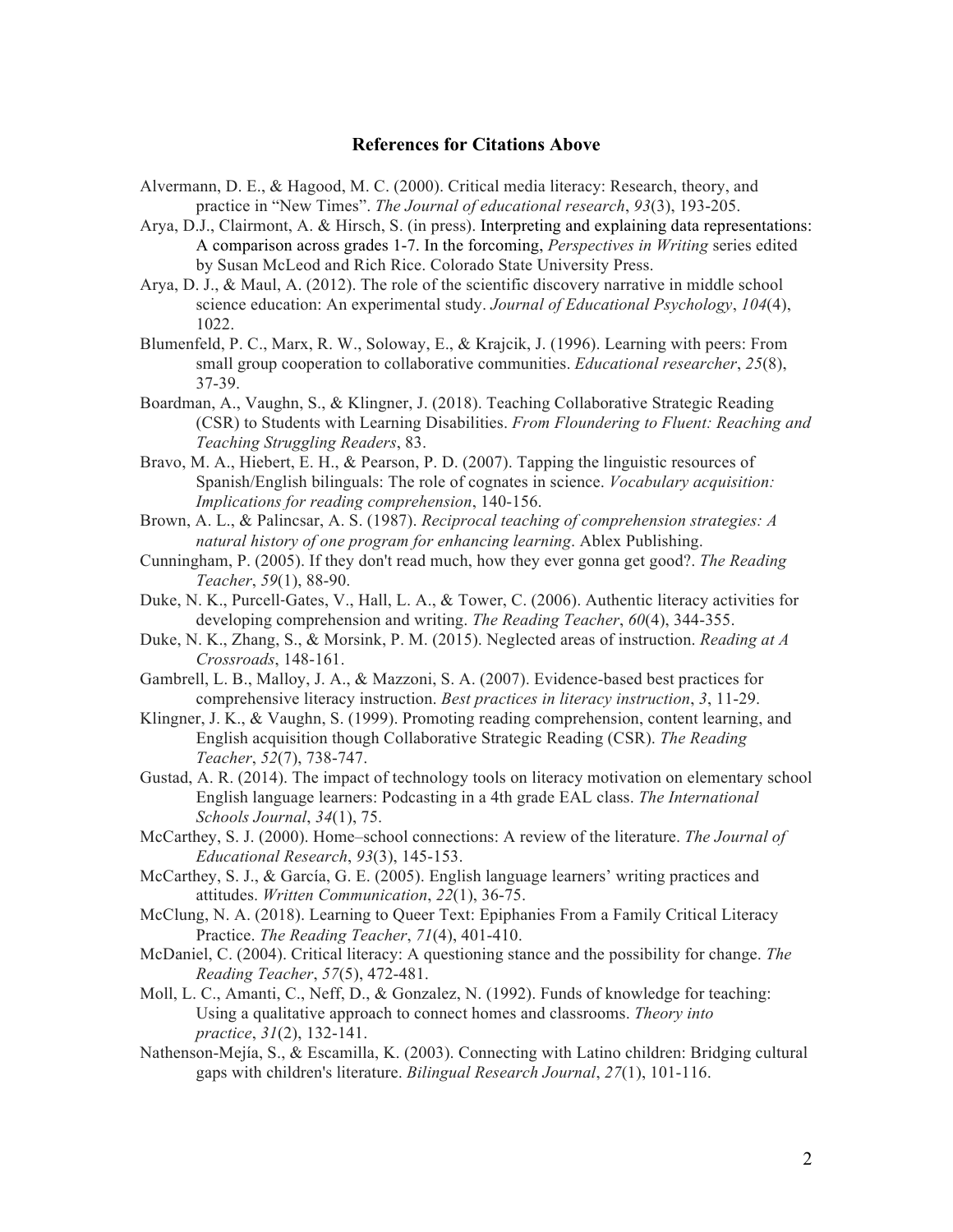### References for Citations Above

Alvermann, D. E., & Hagood, M. C. (2000). Critical media literacy: Research, theory, and practice in "New Times". *The Journal of educational research*, *93*(3), 193-205.

Arya, D.J., Clairmont, A. & Hirsch, S. (in press). Interpreting and explaining data representations: A comparison across grades 1-7. In the forcoming, *Perspectives in Writing* series edited by Susan McLeod and Rich Rice. Colorado State University Press.

Arya, D. J., & Maul, A. (2012). The role of the scientific discovery narrative in middle school science education: An experimental study. *Journal of Educational Psychology*, *104*(4), 1022.

Blumenfeld, P. C., Marx, R. W., Soloway, E., & Krajcik, J. (1996). Learning with peers: From small group cooperation to collaborative communities. *Educational researcher*, *25*(8), 37-39.

Boardman, A., Vaughn, S., & Klingner, J. (2018). Teaching Collaborative Strategic Reading (CSR) to Students with Learning Disabilities. *From Floundering to Fluent: Reaching and Teaching Struggling Readers*, 83.

Bravo, M. A., Hiebert, E. H., & Pearson, P. D. (2007). Tapping the linguistic resources of Spanish/English bilinguals: The role of cognates in science. *Vocabulary acquisition: Implications for reading comprehension*, 140-156.

Brown, A. L., & Palincsar, A. S. (1987). *Reciprocal teaching of comprehension strategies: A natural history of one program for enhancing learning*. Ablex Publishing.

Cunningham, P. (2005). If they don't read much, how they ever gonna get good?. *The Reading Teacher*, *59*(1), 88-90.

Duke, N. K., Purcell-Gates, V., Hall, L. A., & Tower, C. (2006). Authentic literacy activities for developing comprehension and writing. *The Reading Teacher*, *60*(4), 344-355.

Duke, N. K., Zhang, S., & Morsink, P. M. (2015). Neglected areas of instruction. *Reading at A Crossroads*, 148-161.

Gambrell, L. B., Malloy, J. A., & Mazzoni, S. A. (2007). Evidence-based best practices for comprehensive literacy instruction. *Best practices in literacy instruction*, *3*, 11-29.

Klingner, J. K., & Vaughn, S. (1999). Promoting reading comprehension, content learning, and English acquisition though Collaborative Strategic Reading (CSR). *The Reading Teacher*, *52*(7), 738-747.

Gustad, A. R. (2014). The impact of technology tools on literacy motivation on elementary school English language learners: Podcasting in a 4th grade EAL class. *The International Schools Journal*, *34*(1), 75.

McCarthey, S. J. (2000). Home–school connections: A review of the literature. *The Journal of Educational Research*, *93*(3), 145-153.

McCarthey, S. J., & García, G. E. (2005). English language learners' writing practices and attitudes. *Written Communication*, *22*(1), 36-75.

McClung, N. A. (2018). Learning to Queer Text: Epiphanies From a Family Critical Literacy Practice. *The Reading Teacher*, *71*(4), 401-410.

McDaniel, C. (2004). Critical literacy: A questioning stance and the possibility for change. *The Reading Teacher*, *57*(5), 472-481.

Moll, L. C., Amanti, C., Neff, D., & Gonzalez, N. (1992). Funds of knowledge for teaching: Using a qualitative approach to connect homes and classrooms. *Theory into practice*, *31*(2), 132-141.

Nathenson-Mejía, S., & Escamilla, K. (2003). Connecting with Latino children: Bridging cultural gaps with children's literature. *Bilingual Research Journal*, *27*(1), 101-116.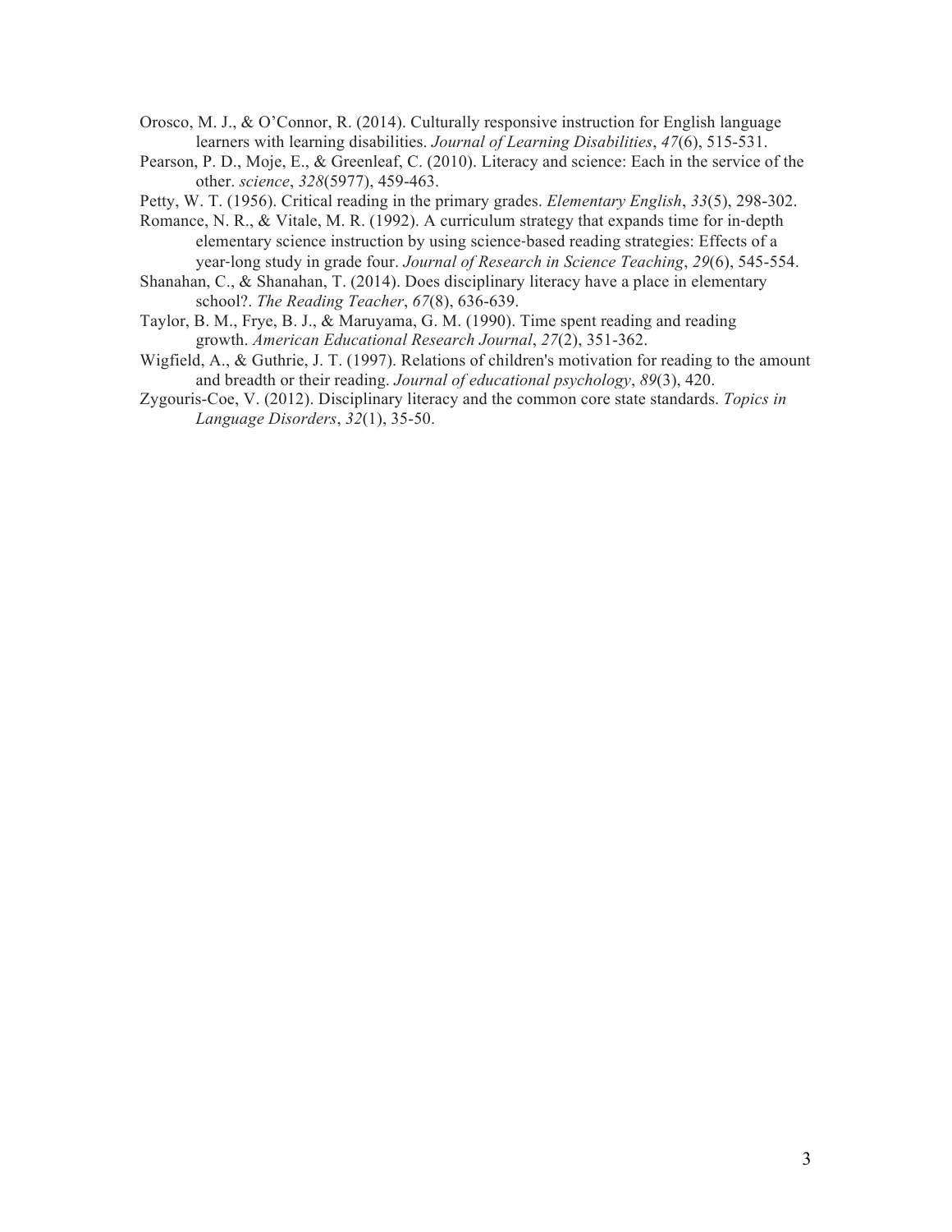Orosco, M. J., & O'Connor, R. (2014). Culturally responsive instruction for English language learners with learning disabilities. *Journal of Learning Disabilities*, *47*(6), 515-531.

Pearson, P. D., Moje, E., & Greenleaf, C. (2010). Literacy and science: Each in the service of the other. *science*, *328*(5977), 459-463.

Petty, W. T. (1956). Critical reading in the primary grades. *Elementary English*, *33*(5), 298-302.

Romance, N. R., & Vitale, M. R. (1992). A curriculum strategy that expands time for in-depth elementary science instruction by using science-based reading strategies: Effects of a year-long study in grade four. *Journal of Research in Science Teaching*, *29*(6), 545-554.

Shanahan, C., & Shanahan, T. (2014). Does disciplinary literacy have a place in elementary school?. *The Reading Teacher*, *67*(8), 636-639.

Taylor, B. M., Frye, B. J., & Maruyama, G. M. (1990). Time spent reading and reading growth. *American Educational Research Journal*, *27*(2), 351-362.

Wigfield, A., & Guthrie, J. T. (1997). Relations of children's motivation for reading to the amount and breadth or their reading. *Journal of educational psychology*, *89*(3), 420.

Zygouris-Coe, V. (2012). Disciplinary literacy and the common core state standards. *Topics in Language Disorders*, *32*(1), 35-50.